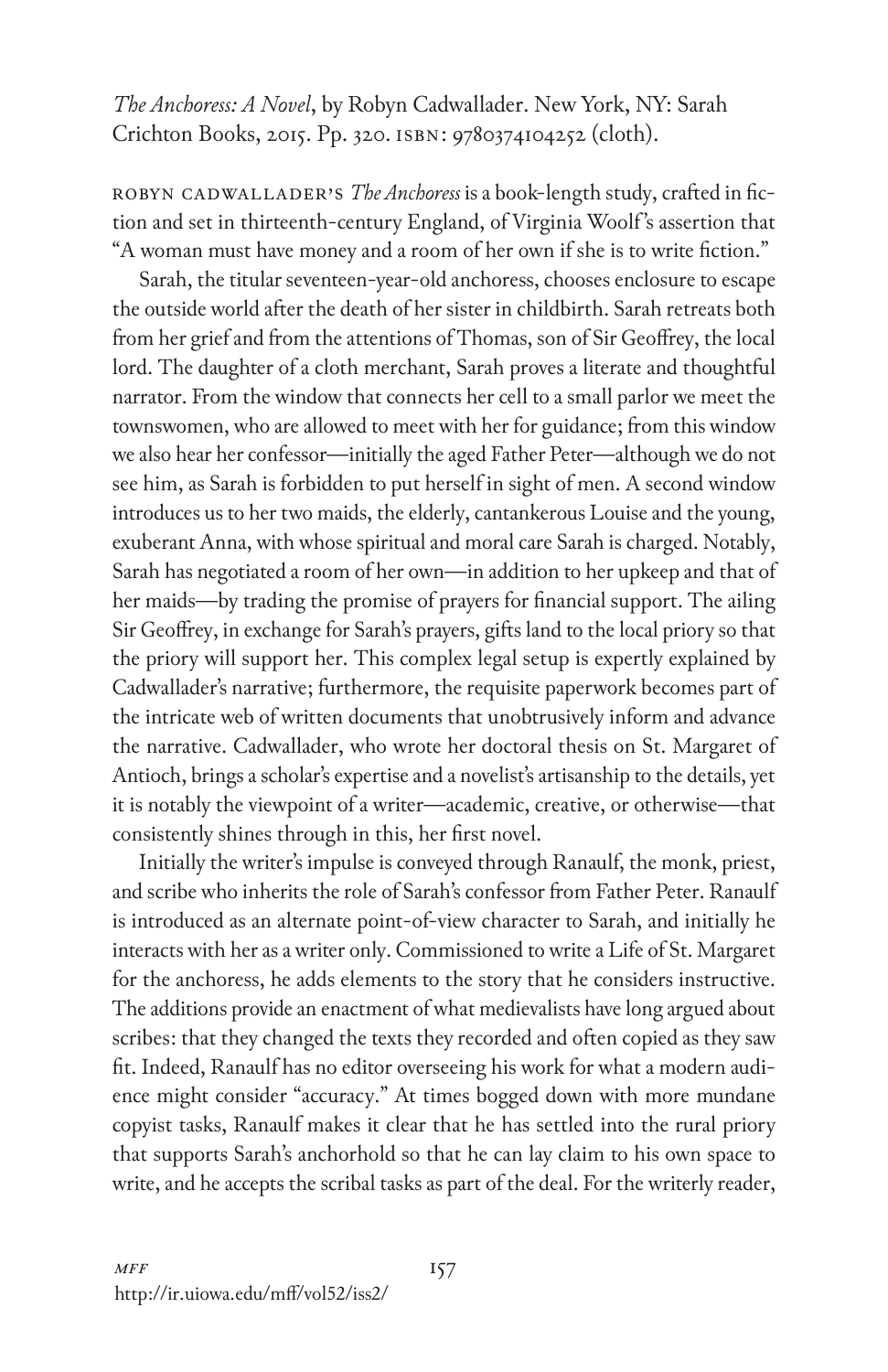*The Anchoress: A Novel*, by Robyn Cadwallader. New York, NY: Sarah Crichton Books, 2015. Pp. 320. ISBN: 9780374104252 (cloth).

ROBYN CADWALLADER'S *The Anchoress* is a book-length study, crafted in fiction and set in thirteenth-century England, of Virginia Woolf's assertion that "A woman must have money and a room of her own if she is to write fiction."

Sarah, the titular seventeen-year-old anchoress, chooses enclosure to escape the outside world after the death of her sister in childbirth. Sarah retreats both from her grief and from the attentions of Thomas, son of Sir Geoffrey, the local lord. The daughter of a cloth merchant, Sarah proves a literate and thoughtful narrator. From the window that connects her cell to a small parlor we meet the townswomen, who are allowed to meet with her for guidance; from this window we also hear her confessor—initially the aged Father Peter—although we do not see him, as Sarah is forbidden to put herself in sight of men. A second window introduces us to her two maids, the elderly, cantankerous Louise and the young, exuberant Anna, with whose spiritual and moral care Sarah is charged. Notably, Sarah has negotiated a room of her own—in addition to her upkeep and that of her maids—by trading the promise of prayers for financial support. The ailing Sir Geoffrey, in exchange for Sarah's prayers, gifts land to the local priory so that the priory will support her. This complex legal setup is expertly explained by Cadwallader's narrative; furthermore, the requisite paperwork becomes part of the intricate web of written documents that unobtrusively inform and advance the narrative. Cadwallader, who wrote her doctoral thesis on St. Margaret of Antioch, brings a scholar's expertise and a novelist's artisanship to the details, yet it is notably the viewpoint of a writer—academic, creative, or otherwise—that consistently shines through in this, her first novel.

Initially the writer's impulse is conveyed through Ranaulf, the monk, priest, and scribe who inherits the role of Sarah's confessor from Father Peter. Ranaulf is introduced as an alternate point-of-view character to Sarah, and initially he interacts with her as a writer only. Commissioned to write a Life of St. Margaret for the anchoress, he adds elements to the story that he considers instructive. The additions provide an enactment of what medievalists have long argued about scribes: that they changed the texts they recorded and often copied as they saw fit. Indeed, Ranaulf has no editor overseeing his work for what a modern audience might consider "accuracy." At times bogged down with more mundane copyist tasks, Ranaulf makes it clear that he has settled into the rural priory that supports Sarah's anchorhold so that he can lay claim to his own space to write, and he accepts the scribal tasks as part of the deal. For the writerly reader,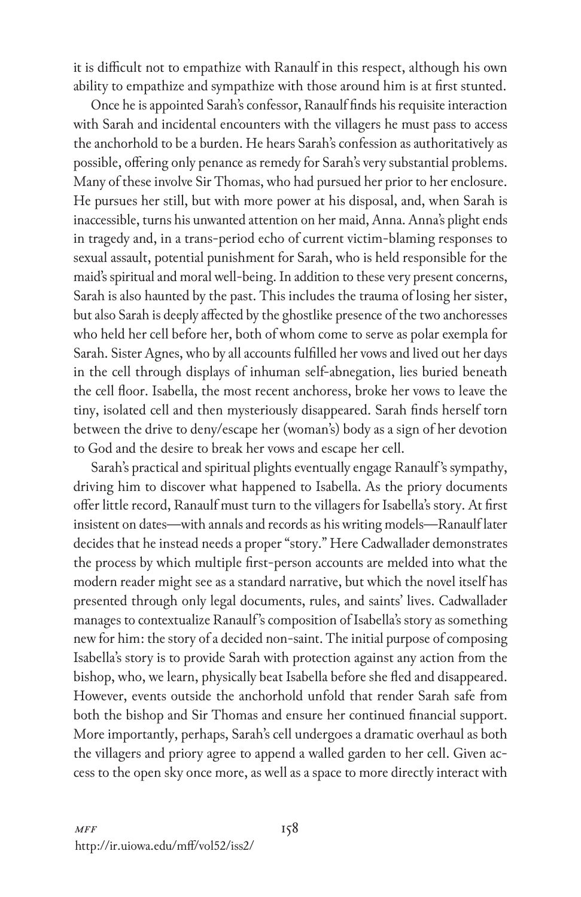it is difficult not to empathize with Ranaulf in this respect, although his own ability to empathize and sympathize with those around him is at first stunted.

Once he is appointed Sarah's confessor, Ranaulf finds his requisite interaction with Sarah and incidental encounters with the villagers he must pass to access the anchorhold to be a burden. He hears Sarah's confession as authoritatively as possible, offering only penance as remedy for Sarah's very substantial problems. Many of these involve Sir Thomas, who had pursued her prior to her enclosure. He pursues her still, but with more power at his disposal, and, when Sarah is inaccessible, turns his unwanted attention on her maid, Anna. Anna's plight ends in tragedy and, in a trans-period echo of current victim-blaming responses to sexual assault, potential punishment for Sarah, who is held responsible for the maid's spiritual and moral well-being. In addition to these very present concerns, Sarah is also haunted by the past. This includes the trauma of losing her sister, but also Sarah is deeply affected by the ghostlike presence of the two anchoresses who held her cell before her, both of whom come to serve as polar exempla for Sarah. Sister Agnes, who by all accounts fulfilled her vows and lived out her days in the cell through displays of inhuman self-abnegation, lies buried beneath the cell floor. Isabella, the most recent anchoress, broke her vows to leave the tiny, isolated cell and then mysteriously disappeared. Sarah finds herself torn between the drive to deny/escape her (woman's) body as a sign of her devotion to God and the desire to break her vows and escape her cell.

Sarah's practical and spiritual plights eventually engage Ranaulf's sympathy, driving him to discover what happened to Isabella. As the priory documents offer little record, Ranaulf must turn to the villagers for Isabella's story. At first insistent on dates—with annals and records as his writing models—Ranaulf later decides that he instead needs a proper "story." Here Cadwallader demonstrates the process by which multiple first-person accounts are melded into what the modern reader might see as a standard narrative, but which the novel itself has presented through only legal documents, rules, and saints' lives. Cadwallader manages to contextualize Ranaulf's composition of Isabella's story as something new for him: the story of a decided non-saint. The initial purpose of composing Isabella's story is to provide Sarah with protection against any action from the bishop, who, we learn, physically beat Isabella before she fled and disappeared. However, events outside the anchorhold unfold that render Sarah safe from both the bishop and Sir Thomas and ensure her continued financial support. More importantly, perhaps, Sarah's cell undergoes a dramatic overhaul as both the villagers and priory agree to append a walled garden to her cell. Given access to the open sky once more, as well as a space to more directly interact with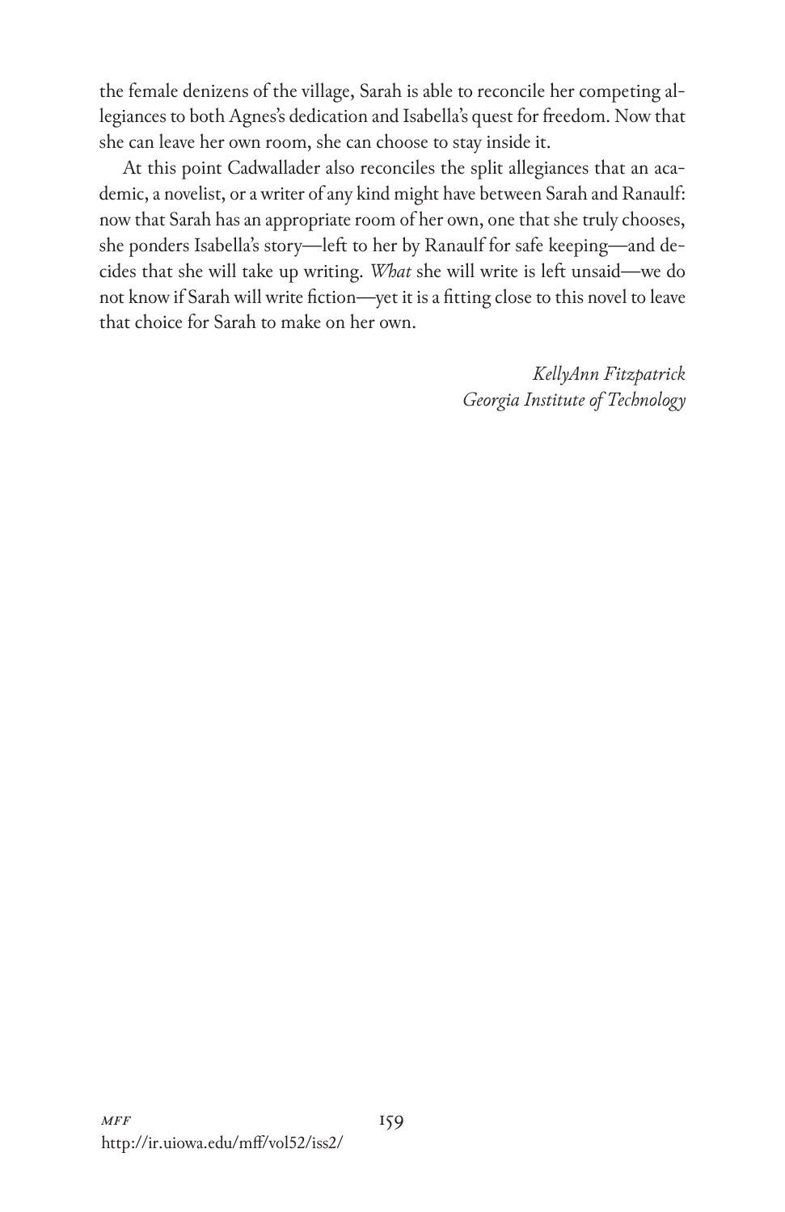the female denizens of the village, Sarah is able to reconcile her competing allegiances to both Agnes's dedication and Isabella's quest for freedom. Now that she can leave her own room, she can choose to stay inside it.

At this point Cadwallader also reconciles the split allegiances that an academic, a novelist, or a writer of any kind might have between Sarah and Ranaulf: now that Sarah has an appropriate room of her own, one that she truly chooses, she ponders Isabella's story—left to her by Ranaulf for safe keeping—and decides that she will take up writing. *What* she will write is left unsaid—we do not know if Sarah will write fiction—yet it is a fitting close to this novel to leave that choice for Sarah to make on her own.

*KellyAnn Fitzpatrick*
*Georgia Institute of Technology*